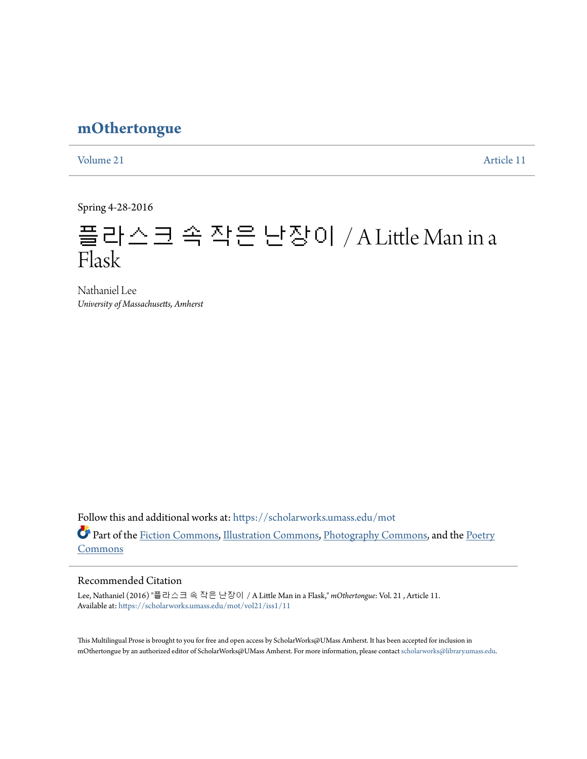# mOthertongue

Volume 21 Article 11

Spring 4-28-2016

# 플라스크 속 작은 난장이 / A Little Man in a Flask

Nathaniel Lee
*University of Massachusetts, Amherst*

Follow this and additional works at: https://scholarworks.umass.edu/mot

Part of the Fiction Commons, Illustration Commons, Photography Commons, and the Poetry Commons

## Recommended Citation

Lee, Nathaniel (2016) "플라스크 속 작은 난장이 / A Little Man in a Flask," *mOthertongue*: Vol. 21 , Article 11.
Available at: https://scholarworks.umass.edu/mot/vol21/iss1/11

This Multilingual Prose is brought to you for free and open access by ScholarWorks@UMass Amherst. It has been accepted for inclusion in mOthertongue by an authorized editor of ScholarWorks@UMass Amherst. For more information, please contact scholarworks@library.umass.edu.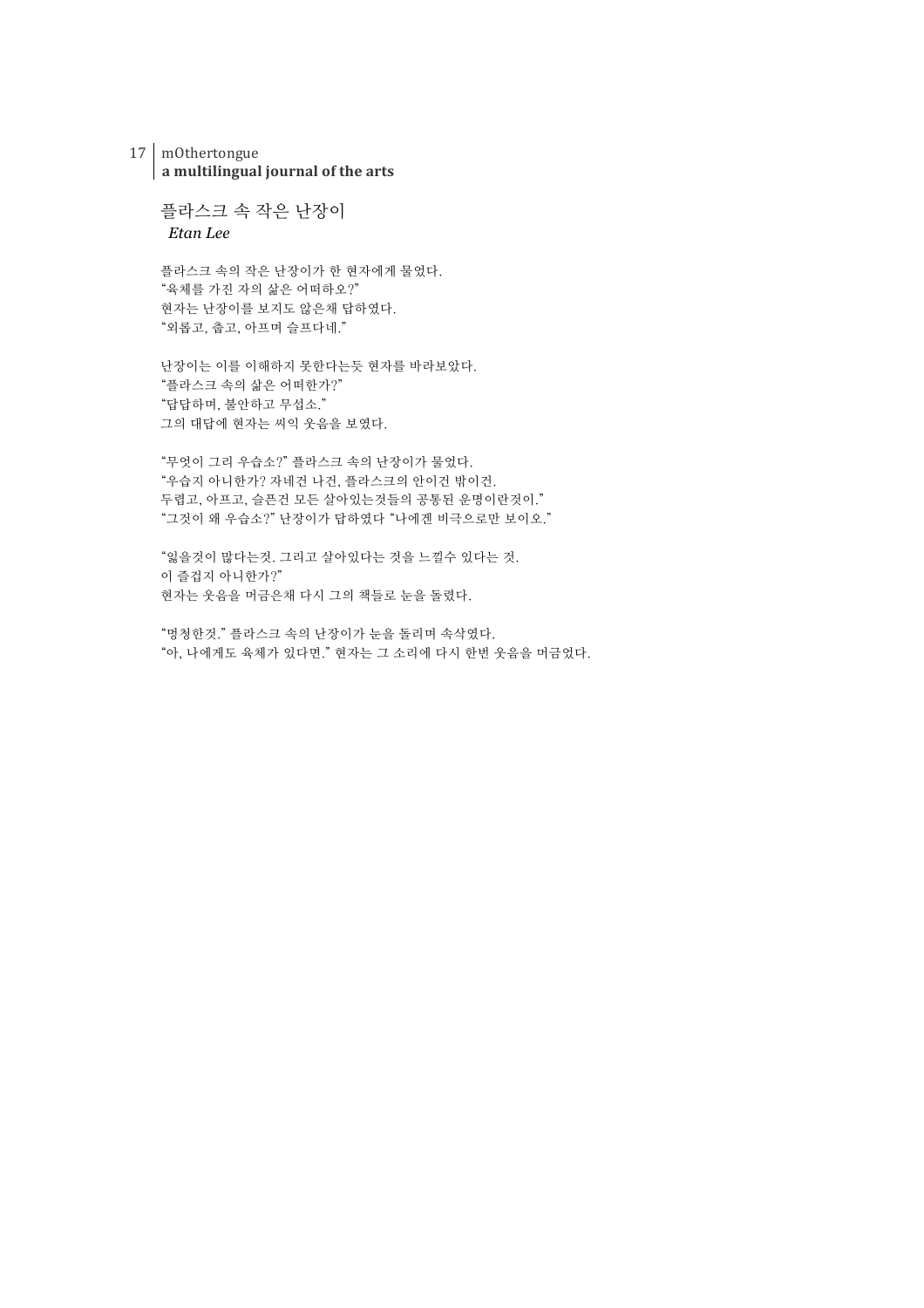## 플라스크 속 작은 난장이

*Etan Lee*

플라스크 속의 작은 난장이가 한 현자에게 물었다.
"육체를 가진 자의 삶은 어떠하오?"
현자는 난장이를 보지도 않은채 답하였다.
"외롭고, 춥고, 아프며 슬프다네."

난장이는 이를 이해하지 못한다는듯 현자를 바라보았다.
"플라스크 속의 삶은 어떠한가?"
"답답하며, 불안하고 무섭소."
그의 대답에 현자는 씨익 웃음을 보였다.

"무엇이 그리 우습소?" 플라스크 속의 난장이가 물었다.
"우습지 아니한가? 자네건 나건, 플라스크의 안이건 밖이건.
두렵고, 아프고, 슬픈건 모든 살아있는것들의 공통된 운명이란것이."
"그것이 왜 우습소?" 난장이가 답하였다 "나에겐 비극으로만 보이오."

"잃을것이 많다는것. 그리고 살아있다는 것을 느낄수 있다는 것.
이 즐겁지 아니한가?"
현자는 웃음을 머금은채 다시 그의 책들로 눈을 돌렸다.

"멍청한것." 플라스크 속의 난장이가 눈을 돌리며 속삭였다.
"아, 나에게도 육체가 있다면." 현자는 그 소리에 다시 한번 웃음을 머금었다.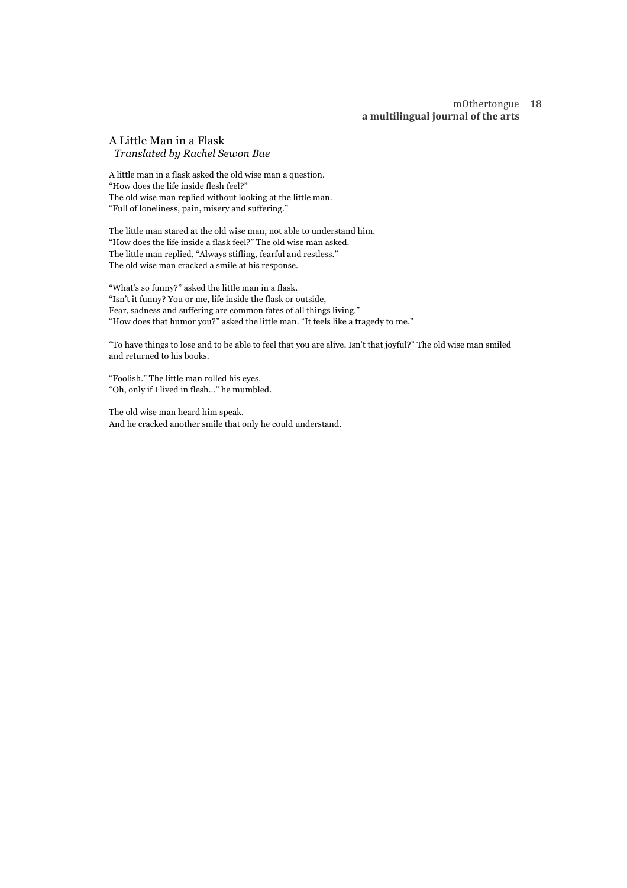## A Little Man in a Flask

*Translated by Rachel Sewon Bae*

A little man in a flask asked the old wise man a question.
"How does the life inside flesh feel?"
The old wise man replied without looking at the little man.
"Full of loneliness, pain, misery and suffering."

The little man stared at the old wise man, not able to understand him.
"How does the life inside a flask feel?" The old wise man asked.
The little man replied, "Always stifling, fearful and restless."
The old wise man cracked a smile at his response.

"What's so funny?" asked the little man in a flask.
"Isn't it funny? You or me, life inside the flask or outside,
Fear, sadness and suffering are common fates of all things living."
"How does that humor you?" asked the little man. "It feels like a tragedy to me."

"To have things to lose and to be able to feel that you are alive. Isn't that joyful?" The old wise man smiled and returned to his books.

"Foolish." The little man rolled his eyes.
"Oh, only if I lived in flesh…" he mumbled.

The old wise man heard him speak.
And he cracked another smile that only he could understand.